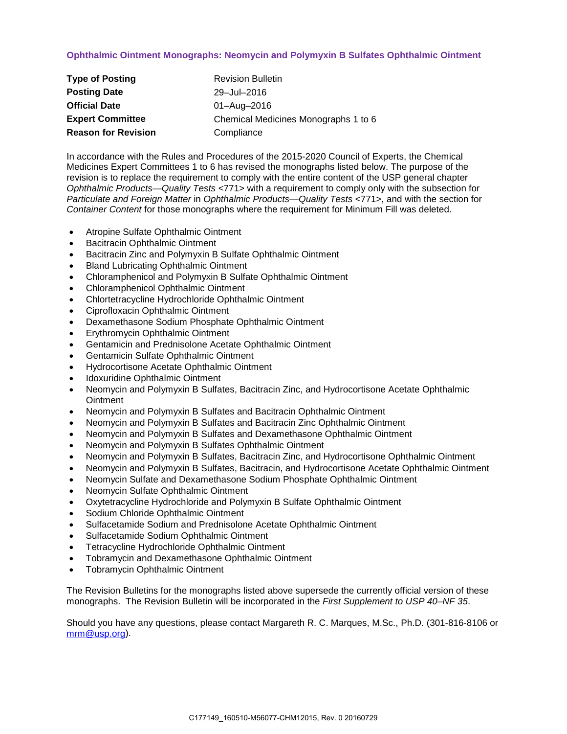## Ophthalmic Ointment Monographs: Neomycin and Polymyxin B Sulfates Ophthalmic Ointment

| | |
|---|---|
| **Type of Posting** | Revision Bulletin |
| **Posting Date** | 29–Jul–2016 |
| **Official Date** | 01–Aug–2016 |
| **Expert Committee** | Chemical Medicines Monographs 1 to 6 |
| **Reason for Revision** | Compliance |

In accordance with the Rules and Procedures of the 2015-2020 Council of Experts, the Chemical Medicines Expert Committees 1 to 6 has revised the monographs listed below. The purpose of the revision is to replace the requirement to comply with the entire content of the USP general chapter *Ophthalmic Products—Quality Tests* <771> with a requirement to comply only with the subsection for *Particulate and Foreign Matter* in *Ophthalmic Products—Quality Tests* <771>, and with the section for *Container Content* for those monographs where the requirement for Minimum Fill was deleted.

- Atropine Sulfate Ophthalmic Ointment
- Bacitracin Ophthalmic Ointment
- Bacitracin Zinc and Polymyxin B Sulfate Ophthalmic Ointment
- Bland Lubricating Ophthalmic Ointment
- Chloramphenicol and Polymyxin B Sulfate Ophthalmic Ointment
- Chloramphenicol Ophthalmic Ointment
- Chlortetracycline Hydrochloride Ophthalmic Ointment
- Ciprofloxacin Ophthalmic Ointment
- Dexamethasone Sodium Phosphate Ophthalmic Ointment
- Erythromycin Ophthalmic Ointment
- Gentamicin and Prednisolone Acetate Ophthalmic Ointment
- Gentamicin Sulfate Ophthalmic Ointment
- Hydrocortisone Acetate Ophthalmic Ointment
- Idoxuridine Ophthalmic Ointment
- Neomycin and Polymyxin B Sulfates, Bacitracin Zinc, and Hydrocortisone Acetate Ophthalmic Ointment
- Neomycin and Polymyxin B Sulfates and Bacitracin Ophthalmic Ointment
- Neomycin and Polymyxin B Sulfates and Bacitracin Zinc Ophthalmic Ointment
- Neomycin and Polymyxin B Sulfates and Dexamethasone Ophthalmic Ointment
- Neomycin and Polymyxin B Sulfates Ophthalmic Ointment
- Neomycin and Polymyxin B Sulfates, Bacitracin Zinc, and Hydrocortisone Ophthalmic Ointment
- Neomycin and Polymyxin B Sulfates, Bacitracin, and Hydrocortisone Acetate Ophthalmic Ointment
- Neomycin Sulfate and Dexamethasone Sodium Phosphate Ophthalmic Ointment
- Neomycin Sulfate Ophthalmic Ointment
- Oxytetracycline Hydrochloride and Polymyxin B Sulfate Ophthalmic Ointment
- Sodium Chloride Ophthalmic Ointment
- Sulfacetamide Sodium and Prednisolone Acetate Ophthalmic Ointment
- Sulfacetamide Sodium Ophthalmic Ointment
- Tetracycline Hydrochloride Ophthalmic Ointment
- Tobramycin and Dexamethasone Ophthalmic Ointment
- Tobramycin Ophthalmic Ointment

The Revision Bulletins for the monographs listed above supersede the currently official version of these monographs. The Revision Bulletin will be incorporated in the *First Supplement to USP 40–NF 35*.

Should you have any questions, please contact Margareth R. C. Marques, M.Sc., Ph.D. (301-816-8106 or mrm@usp.org).

C177149_160510-M56077-CHM12015, Rev. 0 20160729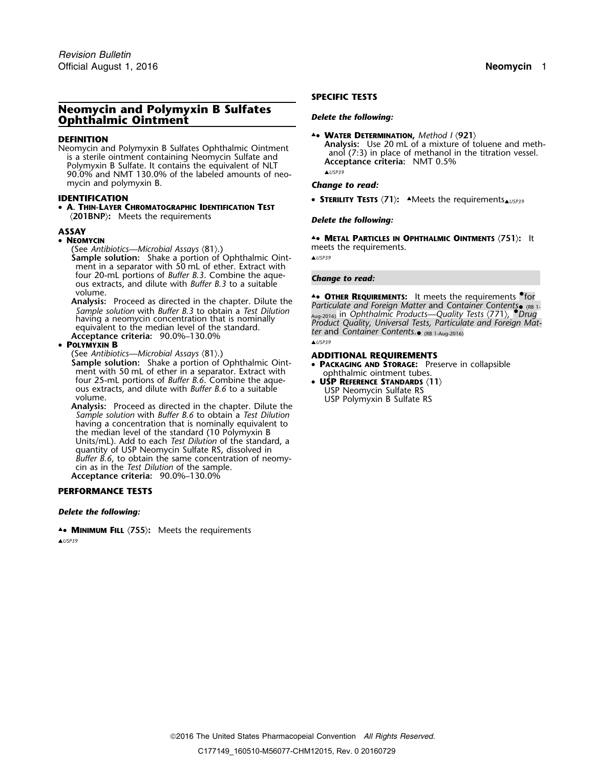## Neomycin and Polymyxin B Sulfates Ophthalmic Ointment

### DEFINITION

Neomycin and Polymyxin B Sulfates Ophthalmic Ointment is a sterile ointment containing Neomycin Sulfate and Polymyxin B Sulfate. It contains the equivalent of NLT 90.0% and NMT 130.0% of the labeled amounts of neomycin and polymyxin B.

### IDENTIFICATION

- **A. Thin-Layer Chromatographic Identification Test** 〈**201BNP**〉**:** Meets the requirements

### ASSAY

- **Neomycin**

  (See *Antibiotics—Microbial Assays* 〈81〉.)

  **Sample solution:** Shake a portion of Ophthalmic Ointment in a separator with 50 mL of ether. Extract with four 20-mL portions of *Buffer B.3*. Combine the aqueous extracts, and dilute with *Buffer B.3* to a suitable volume.

  **Analysis:** Proceed as directed in the chapter. Dilute the *Sample solution* with *Buffer B.3* to obtain a *Test Dilution* having a neomycin concentration that is nominally equivalent to the median level of the standard.

  **Acceptance criteria:** 90.0%–130.0%

- **Polymyxin B**

  (See *Antibiotics—Microbial Assays* 〈81〉.)

  **Sample solution:** Shake a portion of Ophthalmic Ointment with 50 mL of ether in a separator. Extract with four 25-mL portions of *Buffer B.6*. Combine the aqueous extracts, and dilute with *Buffer B.6* to a suitable volume.

  **Analysis:** Proceed as directed in the chapter. Dilute the *Sample solution* with *Buffer B.6* to obtain a *Test Dilution* having a concentration that is nominally equivalent to the median level of the standard (10 Polymyxin B Units/mL). Add to each *Test Dilution* of the standard, a quantity of USP Neomycin Sulfate RS, dissolved in *Buffer B.6*, to obtain the same concentration of neomycin as in the *Test Dilution* of the sample.

  **Acceptance criteria:** 90.0%–130.0%

### PERFORMANCE TESTS

***Delete the following:***

- ▲• **Minimum Fill** 〈**755**〉**:** Meets the requirements
▲USP39

### SPECIFIC TESTS

***Delete the following:***

- ▲• **Water Determination,** *Method I* 〈**921**〉

  **Analysis:** Use 20 mL of a mixture of toluene and methanol (7:3) in place of methanol in the titration vessel.

  **Acceptance criteria:** NMT 0.5%
▲USP39

***Change to read:***

- **Sterility Tests** 〈**71**〉**:** ▲Meets the requirements▲USP39

***Delete the following:***

- ▲• **Metal Particles in Ophthalmic Ointments** 〈**751**〉**:** It meets the requirements.
▲USP39

***Change to read:***

- ▲• **Other Requirements:** It meets the requirements •for *Particulate and Foreign Matter* and *Container Contents*• (RB 1-Aug-2016) in *Ophthalmic Products—Quality Tests* 〈771〉, •*Drug Product Quality, Universal Tests, Particulate and Foreign Matter* and *Container Contents*.• (RB 1-Aug-2016)
▲USP39

### ADDITIONAL REQUIREMENTS

- **Packaging and Storage:** Preserve in collapsible ophthalmic ointment tubes.
- **USP Reference Standards** 〈**11**〉

  USP Neomycin Sulfate RS

  USP Polymyxin B Sulfate RS